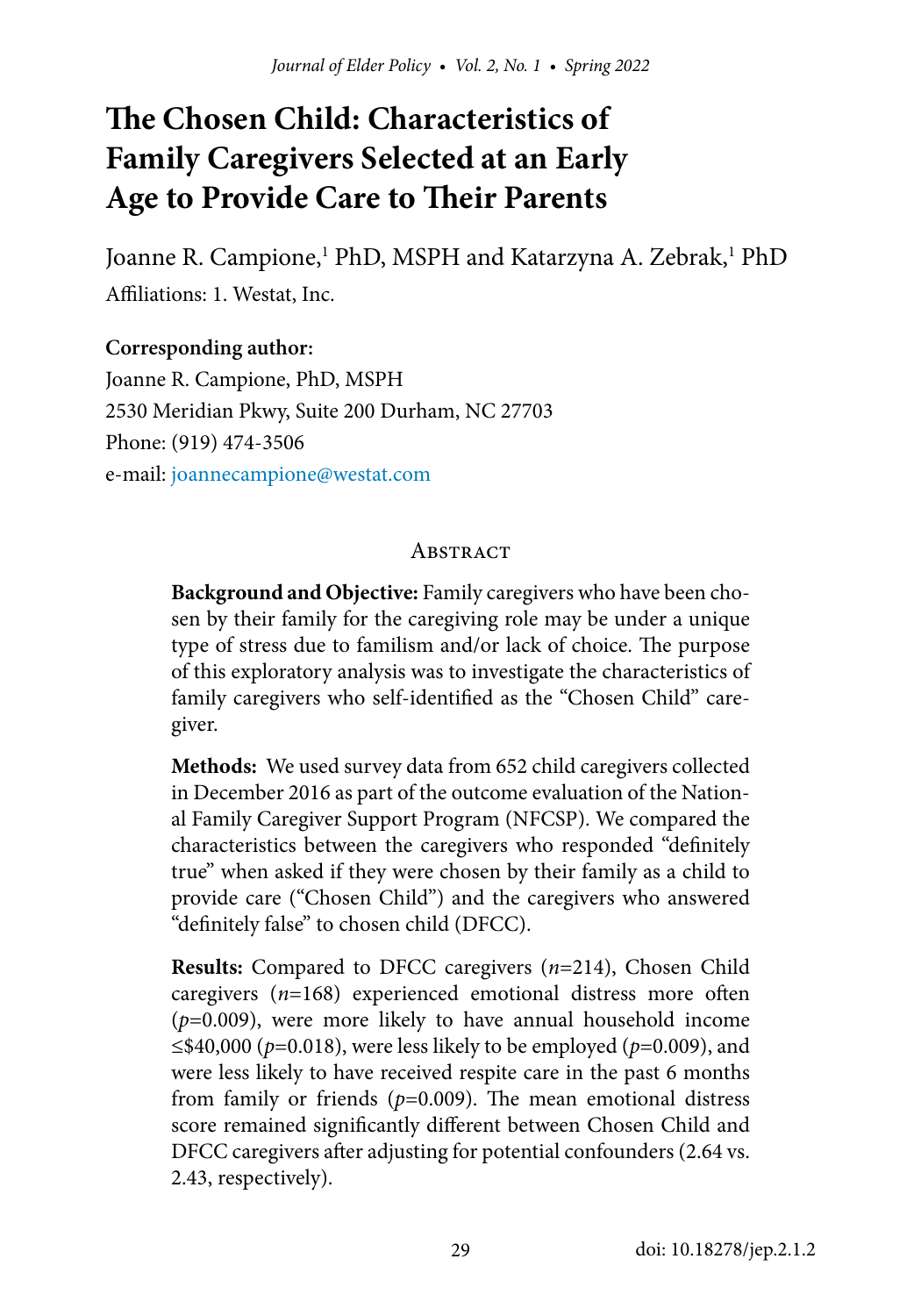# The Chosen Child: Characteristics of Family Caregivers Selected at an Early Age to Provide Care to Their Parents

Joanne R. Campione,[1] PhD, MSPH and Katarzyna A. Zebrak,[1] PhD

Affiliations: 1. Westat, Inc.

**Corresponding author:**
Joanne R. Campione, PhD, MSPH
2530 Meridian Pkwy, Suite 200 Durham, NC 27703
Phone: (919) 474-3506
e-mail: joannecampione@westat.com

## Abstract

**Background and Objective:** Family caregivers who have been chosen by their family for the caregiving role may be under a unique type of stress due to familism and/or lack of choice. The purpose of this exploratory analysis was to investigate the characteristics of family caregivers who self-identified as the "Chosen Child" caregiver.

**Methods:** We used survey data from 652 child caregivers collected in December 2016 as part of the outcome evaluation of the National Family Caregiver Support Program (NFCSP). We compared the characteristics between the caregivers who responded "definitely true" when asked if they were chosen by their family as a child to provide care ("Chosen Child") and the caregivers who answered "definitely false" to chosen child (DFCC).

**Results:** Compared to DFCC caregivers ($n$=214), Chosen Child caregivers ($n$=168) experienced emotional distress more often ($p$=0.009), were more likely to have annual household income ≤\$40,000 ($p$=0.018), were less likely to be employed ($p$=0.009), and were less likely to have received respite care in the past 6 months from family or friends ($p$=0.009). The mean emotional distress score remained significantly different between Chosen Child and DFCC caregivers after adjusting for potential confounders (2.64 vs. 2.43, respectively).

doi: 10.18278/jep.2.1.2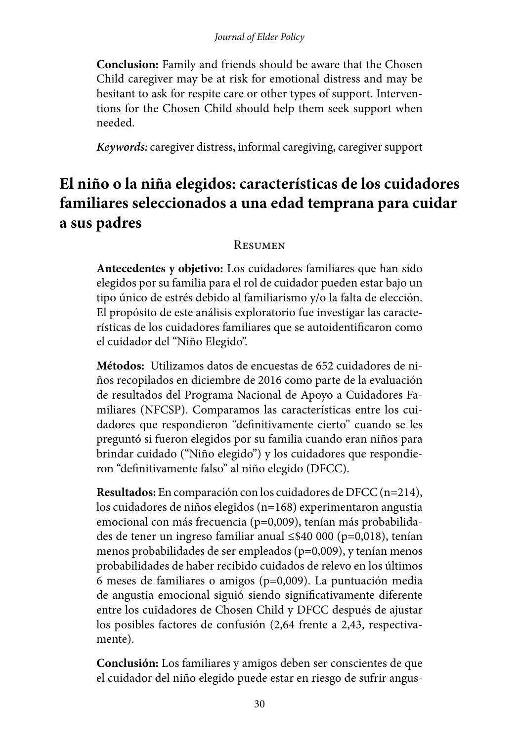**Conclusion:** Family and friends should be aware that the Chosen Child caregiver may be at risk for emotional distress and may be hesitant to ask for respite care or other types of support. Interventions for the Chosen Child should help them seek support when needed.

***Keywords:*** caregiver distress, informal caregiving, caregiver support

## El niño o la niña elegidos: características de los cuidadores familiares seleccionados a una edad temprana para cuidar a sus padres

### Resumen

**Antecedentes y objetivo:** Los cuidadores familiares que han sido elegidos por su familia para el rol de cuidador pueden estar bajo un tipo único de estrés debido al familiarismo y/o la falta de elección. El propósito de este análisis exploratorio fue investigar las características de los cuidadores familiares que se autoidentificaron como el cuidador del "Niño Elegido".

**Métodos:** Utilizamos datos de encuestas de 652 cuidadores de niños recopilados en diciembre de 2016 como parte de la evaluación de resultados del Programa Nacional de Apoyo a Cuidadores Familiares (NFCSP). Comparamos las características entre los cuidadores que respondieron "definitivamente cierto" cuando se les preguntó si fueron elegidos por su familia cuando eran niños para brindar cuidado ("Niño elegido") y los cuidadores que respondieron "definitivamente falso" al niño elegido (DFCC).

**Resultados:** En comparación con los cuidadores de DFCC (n=214), los cuidadores de niños elegidos (n=168) experimentaron angustia emocional con más frecuencia (p=0,009), tenían más probabilidades de tener un ingreso familiar anual ≤$40 000 (p=0,018), tenían menos probabilidades de ser empleados (p=0,009), y tenían menos probabilidades de haber recibido cuidados de relevo en los últimos 6 meses de familiares o amigos (p=0,009). La puntuación media de angustia emocional siguió siendo significativamente diferente entre los cuidadores de Chosen Child y DFCC después de ajustar los posibles factores de confusión (2,64 frente a 2,43, respectivamente).

**Conclusión:** Los familiares y amigos deben ser conscientes de que el cuidador del niño elegido puede estar en riesgo de sufrir angus-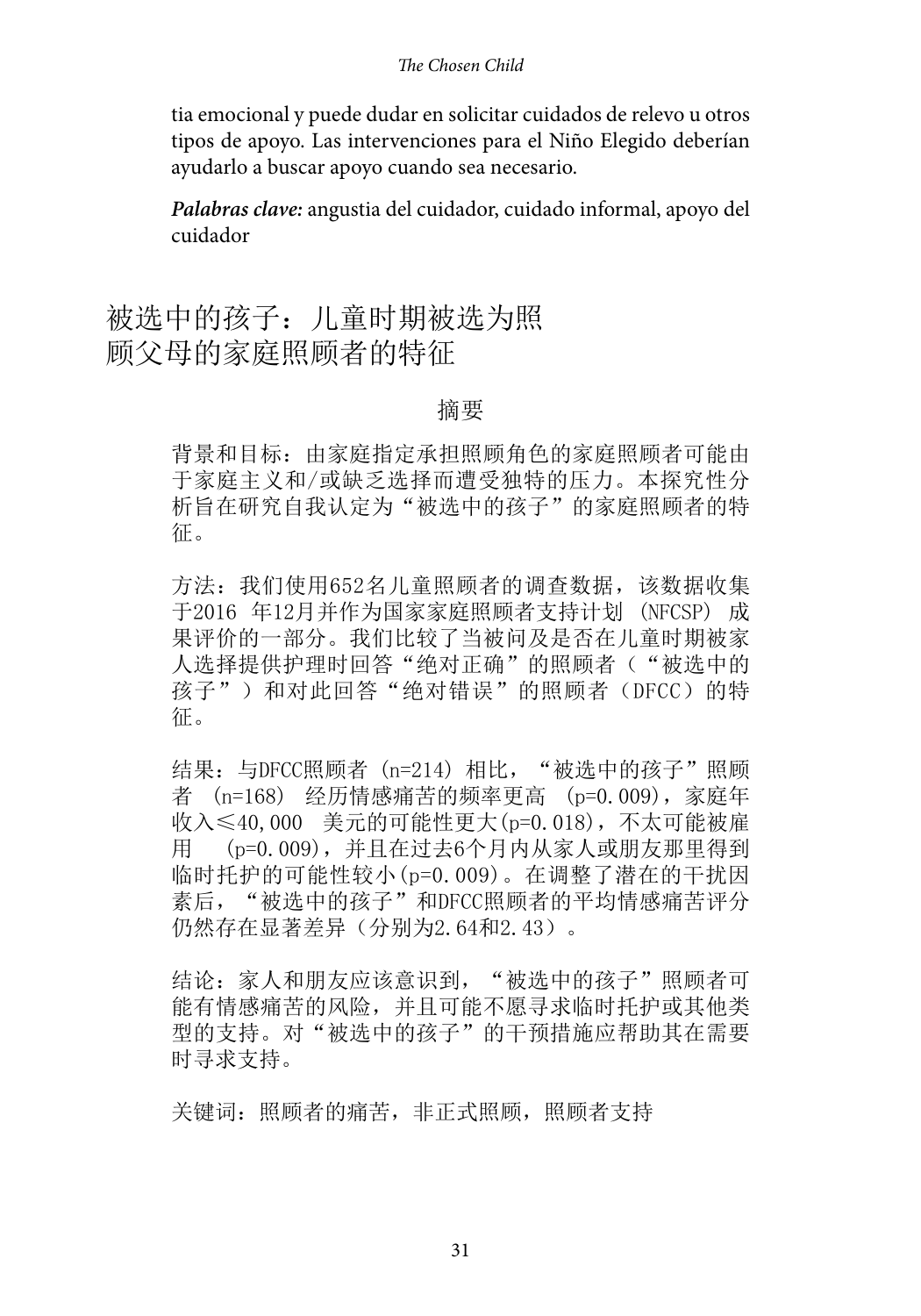tia emocional y puede dudar en solicitar cuidados de relevo u otros tipos de apoyo. Las intervenciones para el Niño Elegido deberían ayudarlo a buscar apoyo cuando sea necesario.

***Palabras clave:*** angustia del cuidador, cuidado informal, apoyo del cuidador

# 被选中的孩子：儿童时期被选为照顾父母的家庭照顾者的特征

## 摘要

背景和目标：由家庭指定承担照顾角色的家庭照顾者可能由于家庭主义和/或缺乏选择而遭受独特的压力。本探究性分析旨在研究自我认定为“被选中的孩子”的家庭照顾者的特征。

方法：我们使用652名儿童照顾者的调查数据，该数据收集于2016 年12月并作为国家家庭照顾者支持计划 (NFCSP) 成果评价的一部分。我们比较了当被问及是否在儿童时期被家人选择提供护理时回答“绝对正确”的照顾者（“被选中的孩子”）和对此回答“绝对错误”的照顾者（DFCC）的特征。

结果：与DFCC照顾者 (n=214) 相比，“被选中的孩子”照顾者 (n=168) 经历情感痛苦的频率更高 (p=0.009)，家庭年收入≤40,000 美元的可能性更大(p=0.018)，不太可能被雇用 (p=0.009)，并且在过去6个月内从家人或朋友那里得到临时托护的可能性较小(p=0.009)。在调整了潜在的干扰因素后，“被选中的孩子”和DFCC照顾者的平均情感痛苦评分仍然存在显著差异（分别为2.64和2.43）。

结论：家人和朋友应该意识到，“被选中的孩子”照顾者可能有情感痛苦的风险，并且可能不愿寻求临时托护或其他类型的支持。对“被选中的孩子”的干预措施应帮助其在需要时寻求支持。

关键词：照顾者的痛苦，非正式照顾，照顾者支持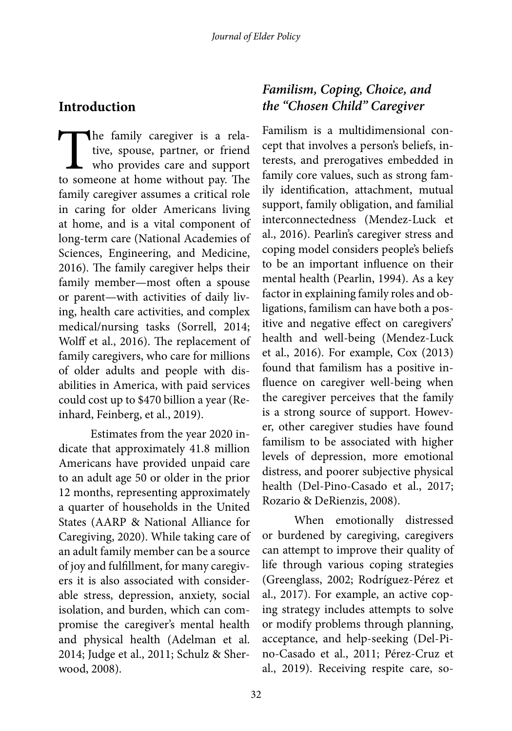## Introduction

The family caregiver is a relative, spouse, partner, or friend who provides care and support to someone at home without pay. The family caregiver assumes a critical role in caring for older Americans living at home, and is a vital component of long-term care (National Academies of Sciences, Engineering, and Medicine, 2016). The family caregiver helps their family member—most often a spouse or parent—with activities of daily living, health care activities, and complex medical/nursing tasks (Sorrell, 2014; Wolff et al., 2016). The replacement of family caregivers, who care for millions of older adults and people with disabilities in America, with paid services could cost up to $470 billion a year (Reinhard, Feinberg, et al., 2019).

Estimates from the year 2020 indicate that approximately 41.8 million Americans have provided unpaid care to an adult age 50 or older in the prior 12 months, representing approximately a quarter of households in the United States (AARP & National Alliance for Caregiving, 2020). While taking care of an adult family member can be a source of joy and fulfillment, for many caregivers it is also associated with considerable stress, depression, anxiety, social isolation, and burden, which can compromise the caregiver's mental health and physical health (Adelman et al. 2014; Judge et al., 2011; Schulz & Sherwood, 2008).

### *Familism, Coping, Choice, and the "Chosen Child" Caregiver*

Familism is a multidimensional concept that involves a person's beliefs, interests, and prerogatives embedded in family core values, such as strong family identification, attachment, mutual support, family obligation, and familial interconnectedness (Mendez-Luck et al., 2016). Pearlin's caregiver stress and coping model considers people's beliefs to be an important influence on their mental health (Pearlin, 1994). As a key factor in explaining family roles and obligations, familism can have both a positive and negative effect on caregivers' health and well-being (Mendez-Luck et al., 2016). For example, Cox (2013) found that familism has a positive influence on caregiver well-being when the caregiver perceives that the family is a strong source of support. However, other caregiver studies have found familism to be associated with higher levels of depression, more emotional distress, and poorer subjective physical health (Del-Pino-Casado et al., 2017; Rozario & DeRienzis, 2008).

When emotionally distressed or burdened by caregiving, caregivers can attempt to improve their quality of life through various coping strategies (Greenglass, 2002; Rodríguez-Pérez et al., 2017). For example, an active coping strategy includes attempts to solve or modify problems through planning, acceptance, and help-seeking (Del-Pino-Casado et al., 2011; Pérez-Cruz et al., 2019). Receiving respite care, so-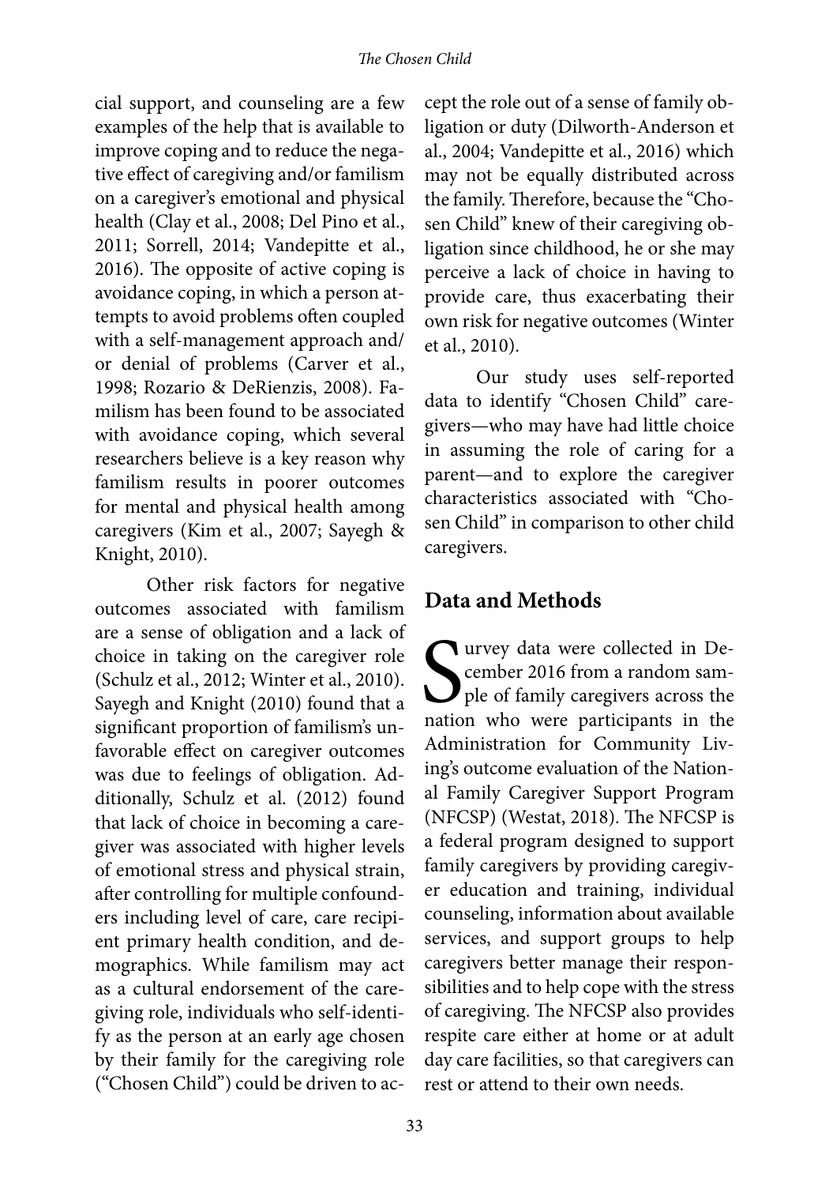cial support, and counseling are a few examples of the help that is available to improve coping and to reduce the negative effect of caregiving and/or familism on a caregiver's emotional and physical health (Clay et al., 2008; Del Pino et al., 2011; Sorrell, 2014; Vandepitte et al., 2016). The opposite of active coping is avoidance coping, in which a person attempts to avoid problems often coupled with a self-management approach and/or denial of problems (Carver et al., 1998; Rozario & DeRienzis, 2008). Familism has been found to be associated with avoidance coping, which several researchers believe is a key reason why familism results in poorer outcomes for mental and physical health among caregivers (Kim et al., 2007; Sayegh & Knight, 2010).

Other risk factors for negative outcomes associated with familism are a sense of obligation and a lack of choice in taking on the caregiver role (Schulz et al., 2012; Winter et al., 2010). Sayegh and Knight (2010) found that a significant proportion of familism's unfavorable effect on caregiver outcomes was due to feelings of obligation. Additionally, Schulz et al. (2012) found that lack of choice in becoming a caregiver was associated with higher levels of emotional stress and physical strain, after controlling for multiple confounders including level of care, care recipient primary health condition, and demographics. While familism may act as a cultural endorsement of the caregiving role, individuals who self-identify as the person at an early age chosen by their family for the caregiving role ("Chosen Child") could be driven to accept the role out of a sense of family obligation or duty (Dilworth-Anderson et al., 2004; Vandepitte et al., 2016) which may not be equally distributed across the family. Therefore, because the "Chosen Child" knew of their caregiving obligation since childhood, he or she may perceive a lack of choice in having to provide care, thus exacerbating their own risk for negative outcomes (Winter et al., 2010).

Our study uses self-reported data to identify "Chosen Child" caregivers—who may have had little choice in assuming the role of caring for a parent—and to explore the caregiver characteristics associated with "Chosen Child" in comparison to other child caregivers.

## Data and Methods

Survey data were collected in December 2016 from a random sample of family caregivers across the nation who were participants in the Administration for Community Living's outcome evaluation of the National Family Caregiver Support Program (NFCSP) (Westat, 2018). The NFCSP is a federal program designed to support family caregivers by providing caregiver education and training, individual counseling, information about available services, and support groups to help caregivers better manage their responsibilities and to help cope with the stress of caregiving. The NFCSP also provides respite care either at home or at adult day care facilities, so that caregivers can rest or attend to their own needs.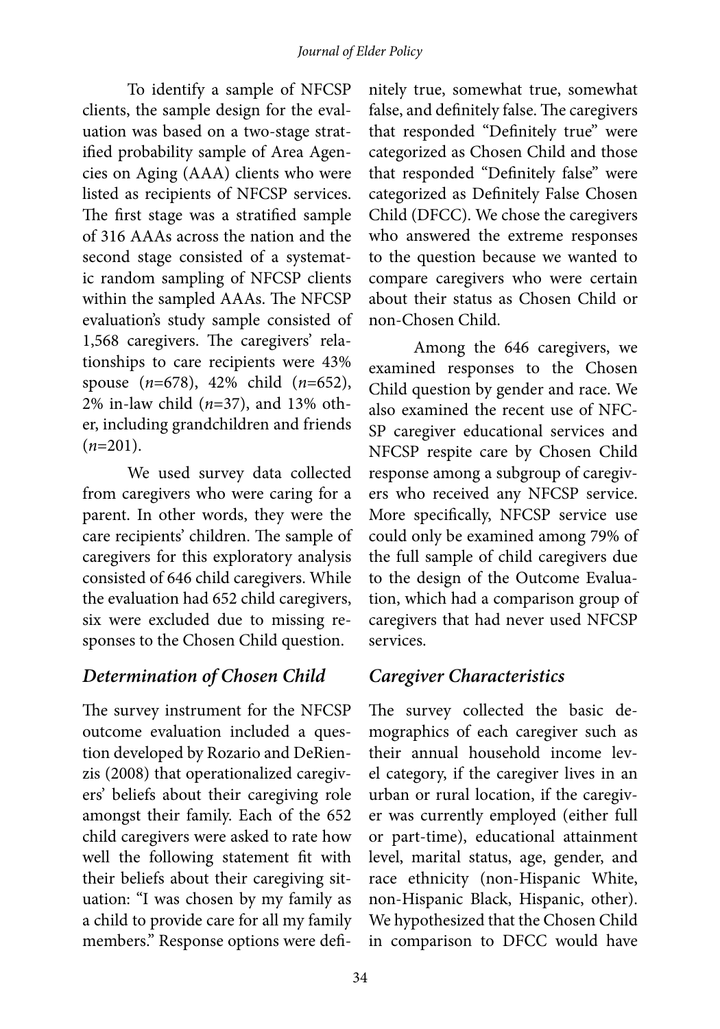To identify a sample of NFCSP clients, the sample design for the evaluation was based on a two-stage stratified probability sample of Area Agencies on Aging (AAA) clients who were listed as recipients of NFCSP services. The first stage was a stratified sample of 316 AAAs across the nation and the second stage consisted of a systematic random sampling of NFCSP clients within the sampled AAAs. The NFCSP evaluation's study sample consisted of 1,568 caregivers. The caregivers' relationships to care recipients were 43% spouse (*n*=678), 42% child (*n*=652), 2% in-law child (*n*=37), and 13% other, including grandchildren and friends (*n*=201).

We used survey data collected from caregivers who were caring for a parent. In other words, they were the care recipients' children. The sample of caregivers for this exploratory analysis consisted of 646 child caregivers. While the evaluation had 652 child caregivers, six were excluded due to missing responses to the Chosen Child question.

### *Determination of Chosen Child*

The survey instrument for the NFCSP outcome evaluation included a question developed by Rozario and DeRienzis (2008) that operationalized caregivers' beliefs about their caregiving role amongst their family. Each of the 652 child caregivers were asked to rate how well the following statement fit with their beliefs about their caregiving situation: "I was chosen by my family as a child to provide care for all my family members." Response options were definitely true, somewhat true, somewhat false, and definitely false. The caregivers that responded "Definitely true" were categorized as Chosen Child and those that responded "Definitely false" were categorized as Definitely False Chosen Child (DFCC). We chose the caregivers who answered the extreme responses to the question because we wanted to compare caregivers who were certain about their status as Chosen Child or non-Chosen Child.

Among the 646 caregivers, we examined responses to the Chosen Child question by gender and race. We also examined the recent use of NFCSP caregiver educational services and NFCSP respite care by Chosen Child response among a subgroup of caregivers who received any NFCSP service. More specifically, NFCSP service use could only be examined among 79% of the full sample of child caregivers due to the design of the Outcome Evaluation, which had a comparison group of caregivers that had never used NFCSP services.

### *Caregiver Characteristics*

The survey collected the basic demographics of each caregiver such as their annual household income level category, if the caregiver lives in an urban or rural location, if the caregiver was currently employed (either full or part-time), educational attainment level, marital status, age, gender, and race ethnicity (non-Hispanic White, non-Hispanic Black, Hispanic, other). We hypothesized that the Chosen Child in comparison to DFCC would have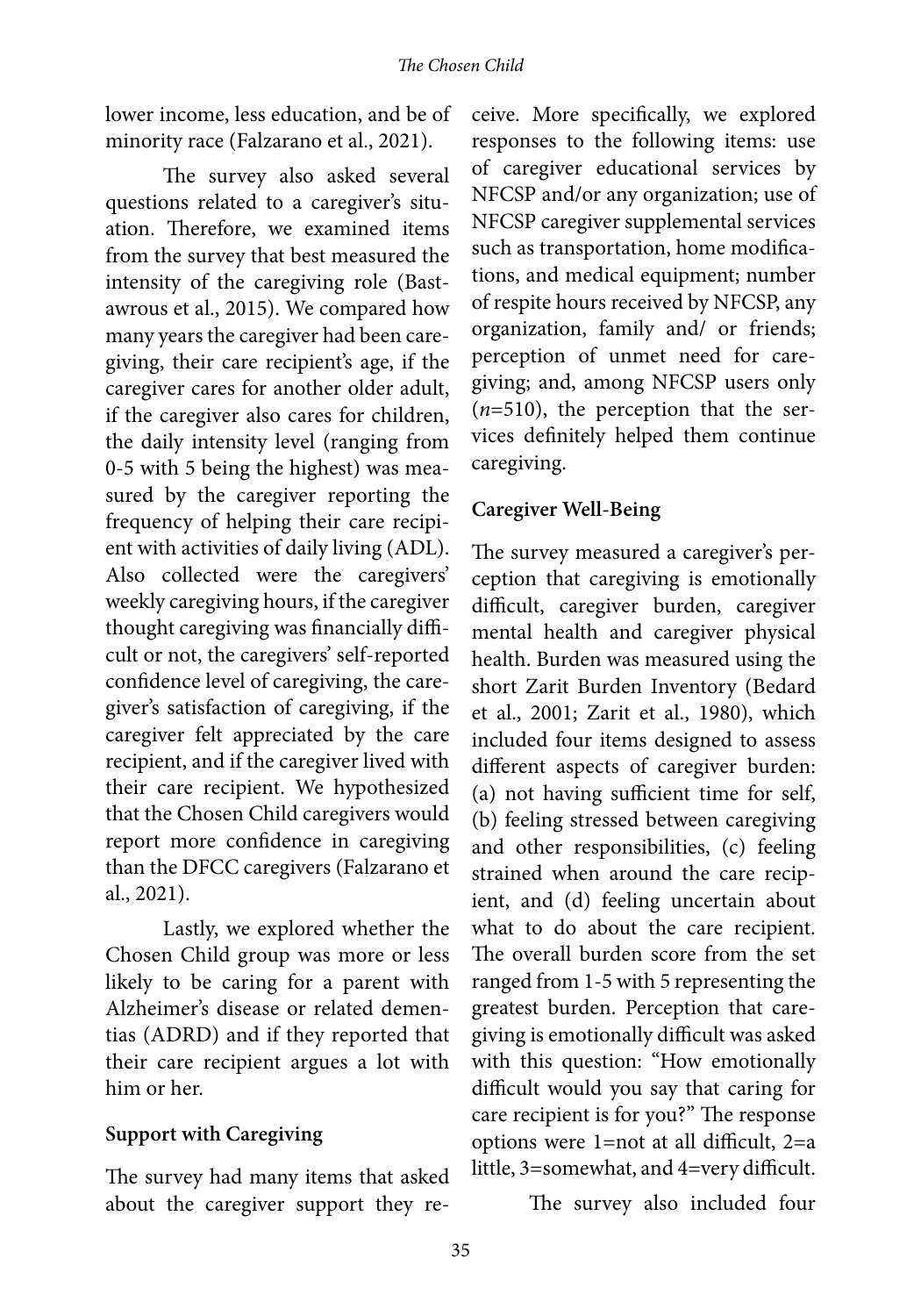lower income, less education, and be of minority race (Falzarano et al., 2021).

The survey also asked several questions related to a caregiver's situation. Therefore, we examined items from the survey that best measured the intensity of the caregiving role (Bastawrous et al., 2015). We compared how many years the caregiver had been caregiving, their care recipient's age, if the caregiver cares for another older adult, if the caregiver also cares for children, the daily intensity level (ranging from 0-5 with 5 being the highest) was measured by the caregiver reporting the frequency of helping their care recipient with activities of daily living (ADL). Also collected were the caregivers' weekly caregiving hours, if the caregiver thought caregiving was financially difficult or not, the caregivers' self-reported confidence level of caregiving, the caregiver's satisfaction of caregiving, if the caregiver felt appreciated by the care recipient, and if the caregiver lived with their care recipient. We hypothesized that the Chosen Child caregivers would report more confidence in caregiving than the DFCC caregivers (Falzarano et al., 2021).

Lastly, we explored whether the Chosen Child group was more or less likely to be caring for a parent with Alzheimer's disease or related dementias (ADRD) and if they reported that their care recipient argues a lot with him or her.

**Support with Caregiving**

The survey had many items that asked about the caregiver support they receive. More specifically, we explored responses to the following items: use of caregiver educational services by NFCSP and/or any organization; use of NFCSP caregiver supplemental services such as transportation, home modifications, and medical equipment; number of respite hours received by NFCSP, any organization, family and/ or friends; perception of unmet need for caregiving; and, among NFCSP users only ($n$=510), the perception that the services definitely helped them continue caregiving.

**Caregiver Well-Being**

The survey measured a caregiver's perception that caregiving is emotionally difficult, caregiver burden, caregiver mental health and caregiver physical health. Burden was measured using the short Zarit Burden Inventory (Bedard et al., 2001; Zarit et al., 1980), which included four items designed to assess different aspects of caregiver burden: (a) not having sufficient time for self, (b) feeling stressed between caregiving and other responsibilities, (c) feeling strained when around the care recipient, and (d) feeling uncertain about what to do about the care recipient. The overall burden score from the set ranged from 1-5 with 5 representing the greatest burden. Perception that caregiving is emotionally difficult was asked with this question: "How emotionally difficult would you say that caring for care recipient is for you?" The response options were 1=not at all difficult, 2=a little, 3=somewhat, and 4=very difficult.

The survey also included four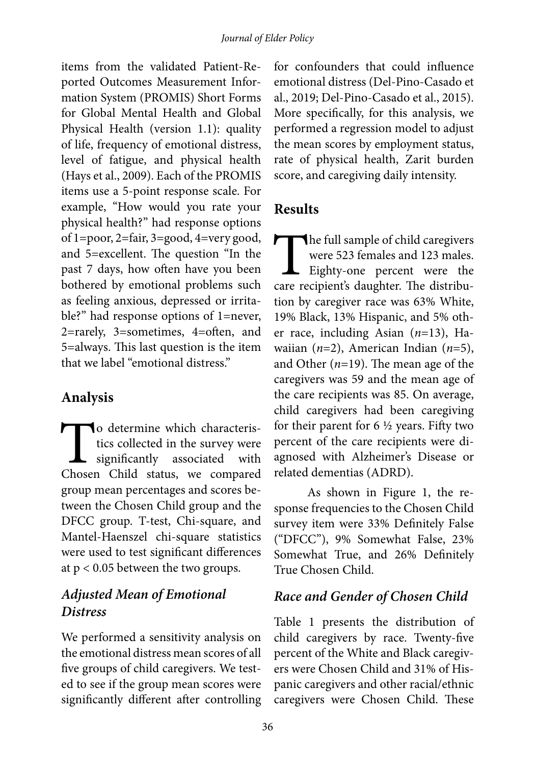items from the validated Patient-Reported Outcomes Measurement Information System (PROMIS) Short Forms for Global Mental Health and Global Physical Health (version 1.1): quality of life, frequency of emotional distress, level of fatigue, and physical health (Hays et al., 2009). Each of the PROMIS items use a 5-point response scale. For example, "How would you rate your physical health?" had response options of 1=poor, 2=fair, 3=good, 4=very good, and 5=excellent. The question "In the past 7 days, how often have you been bothered by emotional problems such as feeling anxious, depressed or irritable?" had response options of 1=never, 2=rarely, 3=sometimes, 4=often, and 5=always. This last question is the item that we label "emotional distress."

## Analysis

To determine which characteristics collected in the survey were significantly associated with Chosen Child status, we compared group mean percentages and scores between the Chosen Child group and the DFCC group. T-test, Chi-square, and Mantel-Haenszel chi-square statistics were used to test significant differences at $p < 0.05$ between the two groups.

### *Adjusted Mean of Emotional Distress*

We performed a sensitivity analysis on the emotional distress mean scores of all five groups of child caregivers. We tested to see if the group mean scores were significantly different after controlling for confounders that could influence emotional distress (Del-Pino-Casado et al., 2019; Del-Pino-Casado et al., 2015). More specifically, for this analysis, we performed a regression model to adjust the mean scores by employment status, rate of physical health, Zarit burden score, and caregiving daily intensity.

## Results

The full sample of child caregivers were 523 females and 123 males. Eighty-one percent were the care recipient's daughter. The distribution by caregiver race was 63% White, 19% Black, 13% Hispanic, and 5% other race, including Asian (*n*=13), Hawaiian (*n*=2), American Indian (*n*=5), and Other (*n*=19). The mean age of the caregivers was 59 and the mean age of the care recipients was 85. On average, child caregivers had been caregiving for their parent for 6 ½ years. Fifty two percent of the care recipients were diagnosed with Alzheimer's Disease or related dementias (ADRD).

As shown in Figure 1, the response frequencies to the Chosen Child survey item were 33% Definitely False ("DFCC"), 9% Somewhat False, 23% Somewhat True, and 26% Definitely True Chosen Child.

### *Race and Gender of Chosen Child*

Table 1 presents the distribution of child caregivers by race. Twenty-five percent of the White and Black caregivers were Chosen Child and 31% of Hispanic caregivers and other racial/ethnic caregivers were Chosen Child. These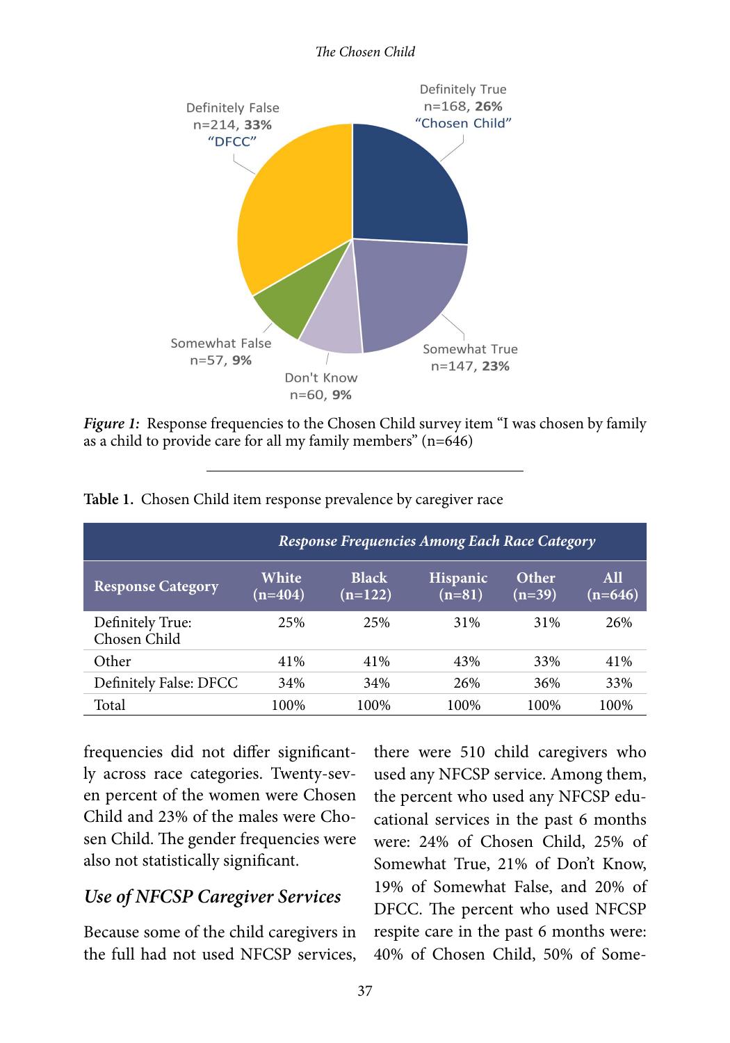Figure 1: Response frequencies to the Chosen Child survey item "I was chosen by family as a child to provide care for all my family members" (n=646)

**Table 1.** Chosen Child item response prevalence by caregiver race

| | *Response Frequencies Among Each Race Category* | | | | |
|---|---|---|---|---|---|
| **Response Category** | **White (n=404)** | **Black (n=122)** | **Hispanic (n=81)** | **Other (n=39)** | **All (n=646)** |
| Definitely True: Chosen Child | 25% | 25% | 31% | 31% | 26% |
| Other | 41% | 41% | 43% | 33% | 41% |
| Definitely False: DFCC | 34% | 34% | 26% | 36% | 33% |
| Total | 100% | 100% | 100% | 100% | 100% |

frequencies did not differ significantly across race categories. Twenty-seven percent of the women were Chosen Child and 23% of the males were Chosen Child. The gender frequencies were also not statistically significant.

## *Use of NFCSP Caregiver Services*

Because some of the child caregivers in the full had not used NFCSP services, there were 510 child caregivers who used any NFCSP service. Among them, the percent who used any NFCSP educational services in the past 6 months were: 24% of Chosen Child, 25% of Somewhat True, 21% of Don't Know, 19% of Somewhat False, and 20% of DFCC. The percent who used NFCSP respite care in the past 6 months were: 40% of Chosen Child, 50% of Some-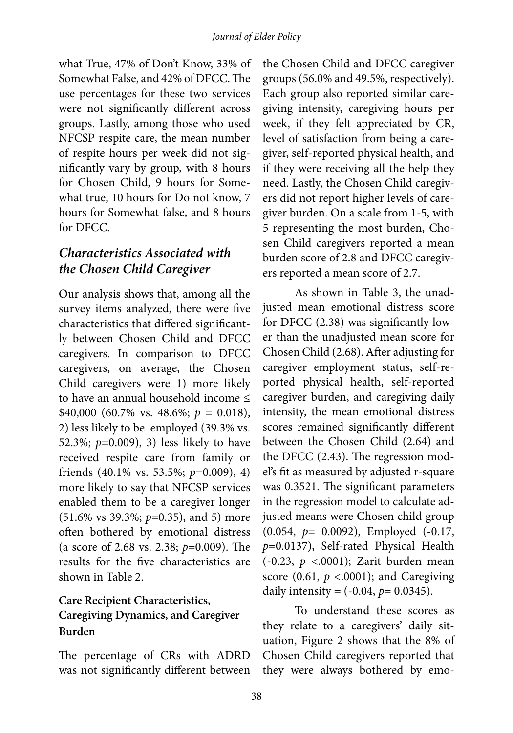what True, 47% of Don't Know, 33% of Somewhat False, and 42% of DFCC. The use percentages for these two services were not significantly different across groups. Lastly, among those who used NFCSP respite care, the mean number of respite hours per week did not significantly vary by group, with 8 hours for Chosen Child, 9 hours for Somewhat true, 10 hours for Do not know, 7 hours for Somewhat false, and 8 hours for DFCC.

## *Characteristics Associated with the Chosen Child Caregiver*

Our analysis shows that, among all the survey items analyzed, there were five characteristics that differed significantly between Chosen Child and DFCC caregivers. In comparison to DFCC caregivers, on average, the Chosen Child caregivers were 1) more likely to have an annual household income ≤ \$40,000 (60.7% vs. 48.6%; $p$ = 0.018), 2) less likely to be employed (39.3% vs. 52.3%; $p$=0.009), 3) less likely to have received respite care from family or friends (40.1% vs. 53.5%; $p$=0.009), 4) more likely to say that NFCSP services enabled them to be a caregiver longer (51.6% vs 39.3%; $p$=0.35), and 5) more often bothered by emotional distress (a score of 2.68 vs. 2.38; $p$=0.009). The results for the five characteristics are shown in Table 2.

### Care Recipient Characteristics, Caregiving Dynamics, and Caregiver Burden

The percentage of CRs with ADRD was not significantly different between the Chosen Child and DFCC caregiver groups (56.0% and 49.5%, respectively). Each group also reported similar caregiving intensity, caregiving hours per week, if they felt appreciated by CR, level of satisfaction from being a caregiver, self-reported physical health, and if they were receiving all the help they need. Lastly, the Chosen Child caregivers did not report higher levels of caregiver burden. On a scale from 1-5, with 5 representing the most burden, Chosen Child caregivers reported a mean burden score of 2.8 and DFCC caregivers reported a mean score of 2.7.

As shown in Table 3, the unadjusted mean emotional distress score for DFCC (2.38) was significantly lower than the unadjusted mean score for Chosen Child (2.68). After adjusting for caregiver employment status, self-reported physical health, self-reported caregiver burden, and caregiving daily intensity, the mean emotional distress scores remained significantly different between the Chosen Child (2.64) and the DFCC (2.43). The regression model's fit as measured by adjusted r-square was 0.3521. The significant parameters in the regression model to calculate adjusted means were Chosen child group (0.054, $p$= 0.0092), Employed (-0.17, $p$=0.0137), Self-rated Physical Health (-0.23, $p$ <.0001); Zarit burden mean score (0.61, $p$ <.0001); and Caregiving daily intensity = (-0.04, $p$= 0.0345).

To understand these scores as they relate to a caregivers' daily situation, Figure 2 shows that the 8% of Chosen Child caregivers reported that they were always bothered by emo-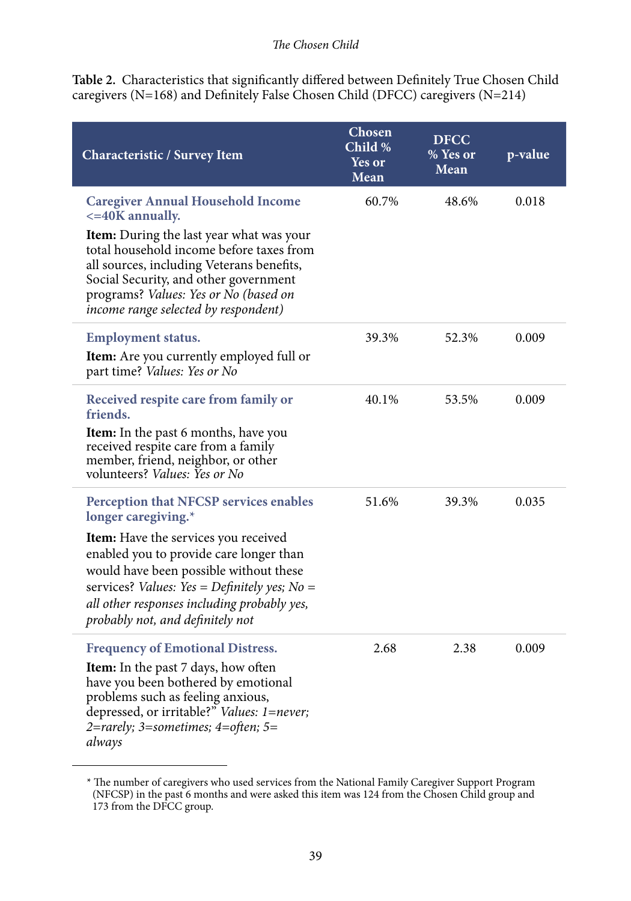**Table 2.** Characteristics that significantly differed between Definitely True Chosen Child caregivers (N=168) and Definitely False Chosen Child (DFCC) caregivers (N=214)

| Characteristic / Survey Item | Chosen Child % Yes or Mean | DFCC % Yes or Mean | p-value |
|---|---|---|---|
| **Caregiver Annual Household Income <=40K annually.** **Item:** During the last year what was your total household income before taxes from all sources, including Veterans benefits, Social Security, and other government programs? *Values: Yes or No (based on income range selected by respondent)* | 60.7% | 48.6% | 0.018 |
| **Employment status.** **Item:** Are you currently employed full or part time? *Values: Yes or No* | 39.3% | 52.3% | 0.009 |
| **Received respite care from family or friends.** **Item:** In the past 6 months, have you received respite care from a family member, friend, neighbor, or other volunteers? *Values: Yes or No* | 40.1% | 53.5% | 0.009 |
| **Perception that NFCSP services enables longer caregiving.*** **Item:** Have the services you received enabled you to provide care longer than would have been possible without these services? *Values: Yes = Definitely yes; No = all other responses including probably yes, probably not, and definitely not* | 51.6% | 39.3% | 0.035 |
| **Frequency of Emotional Distress.** **Item:** In the past 7 days, how often have you been bothered by emotional problems such as feeling anxious, depressed, or irritable?" *Values: 1=never; 2=rarely; 3=sometimes; 4=often; 5= always* | 2.68 | 2.38 | 0.009 |

\* The number of caregivers who used services from the National Family Caregiver Support Program (NFCSP) in the past 6 months and were asked this item was 124 from the Chosen Child group and 173 from the DFCC group.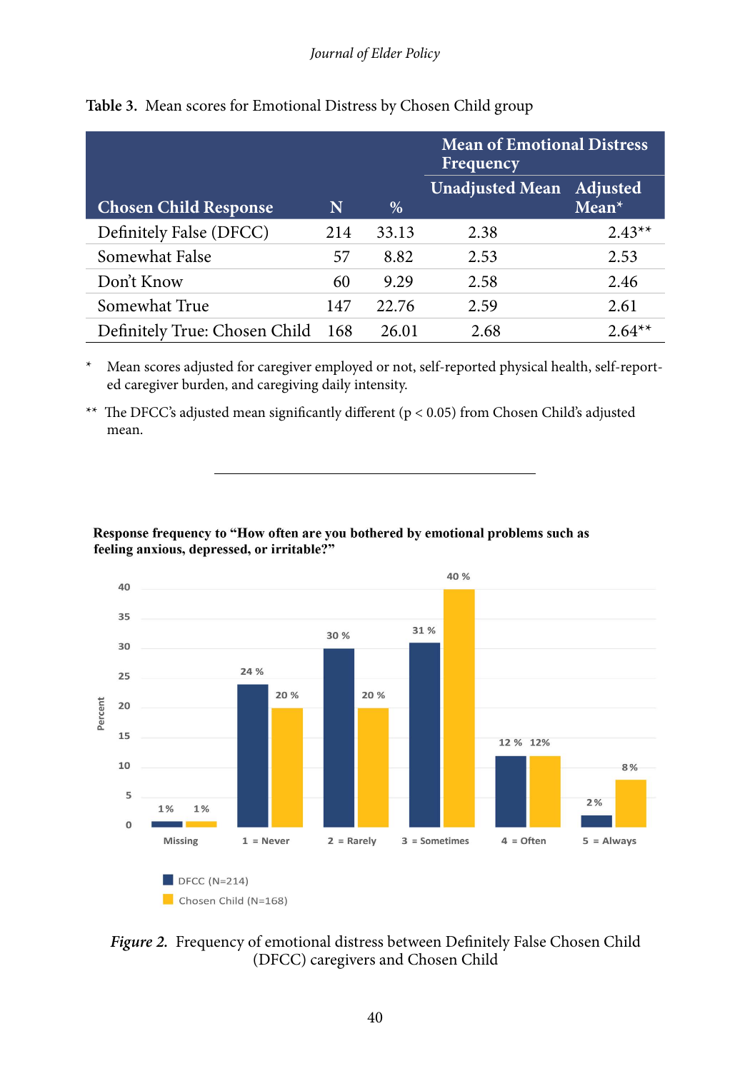**Table 3.** Mean scores for Emotional Distress by Chosen Child group

| Chosen Child Response | N | % | Mean of Emotional Distress Frequency | |
|---|---|---|---|---|
| | | | Unadjusted Mean | Adjusted Mean* |
| Definitely False (DFCC) | 214 | 33.13 | 2.38 | 2.43** |
| Somewhat False | 57 | 8.82 | 2.53 | 2.53 |
| Don't Know | 60 | 9.29 | 2.58 | 2.46 |
| Somewhat True | 147 | 22.76 | 2.59 | 2.61 |
| Definitely True: Chosen Child | 168 | 26.01 | 2.68 | 2.64** |

\* Mean scores adjusted for caregiver employed or not, self-reported physical health, self-reported caregiver burden, and caregiving daily intensity.

\*\* The DFCC's adjusted mean significantly different ($p < 0.05$) from Chosen Child's adjusted mean.

---

**Response frequency to "How often are you bothered by emotional problems such as feeling anxious, depressed, or irritable?"**

| Response | DFCC (N=214) | Chosen Child (N=168) |
|---|---|---|
| Missing | 1% | 1% |
| 1 = Never | 24% | 20% |
| 2 = Rarely | 30% | 20% |
| 3 = Sometimes | 31% | 40% |
| 4 = Often | 12% | 12% |
| 5 = Always | 2% | 8% |

*Figure 2.* Frequency of emotional distress between Definitely False Chosen Child (DFCC) caregivers and Chosen Child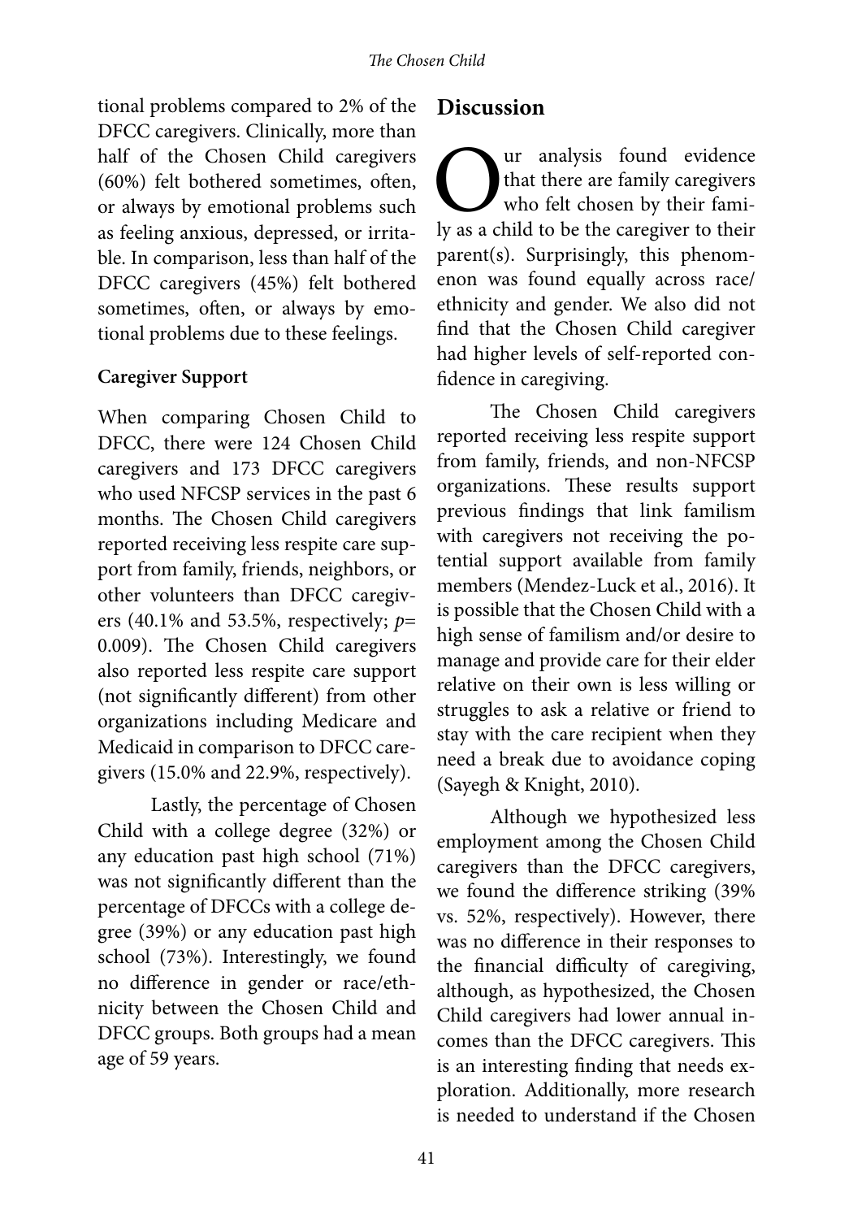tional problems compared to 2% of the DFCC caregivers. Clinically, more than half of the Chosen Child caregivers (60%) felt bothered sometimes, often, or always by emotional problems such as feeling anxious, depressed, or irritable. In comparison, less than half of the DFCC caregivers (45%) felt bothered sometimes, often, or always by emotional problems due to these feelings.

### Caregiver Support

When comparing Chosen Child to DFCC, there were 124 Chosen Child caregivers and 173 DFCC caregivers who used NFCSP services in the past 6 months. The Chosen Child caregivers reported receiving less respite care support from family, friends, neighbors, or other volunteers than DFCC caregivers (40.1% and 53.5%, respectively; $p$= 0.009). The Chosen Child caregivers also reported less respite care support (not significantly different) from other organizations including Medicare and Medicaid in comparison to DFCC caregivers (15.0% and 22.9%, respectively).

Lastly, the percentage of Chosen Child with a college degree (32%) or any education past high school (71%) was not significantly different than the percentage of DFCCs with a college degree (39%) or any education past high school (73%). Interestingly, we found no difference in gender or race/ethnicity between the Chosen Child and DFCC groups. Both groups had a mean age of 59 years.

## Discussion

Our analysis found evidence that there are family caregivers who felt chosen by their family as a child to be the caregiver to their parent(s). Surprisingly, this phenomenon was found equally across race/ethnicity and gender. We also did not find that the Chosen Child caregiver had higher levels of self-reported confidence in caregiving.

The Chosen Child caregivers reported receiving less respite support from family, friends, and non-NFCSP organizations. These results support previous findings that link familism with caregivers not receiving the potential support available from family members (Mendez-Luck et al., 2016). It is possible that the Chosen Child with a high sense of familism and/or desire to manage and provide care for their elder relative on their own is less willing or struggles to ask a relative or friend to stay with the care recipient when they need a break due to avoidance coping (Sayegh & Knight, 2010).

Although we hypothesized less employment among the Chosen Child caregivers than the DFCC caregivers, we found the difference striking (39% vs. 52%, respectively). However, there was no difference in their responses to the financial difficulty of caregiving, although, as hypothesized, the Chosen Child caregivers had lower annual incomes than the DFCC caregivers. This is an interesting finding that needs exploration. Additionally, more research is needed to understand if the Chosen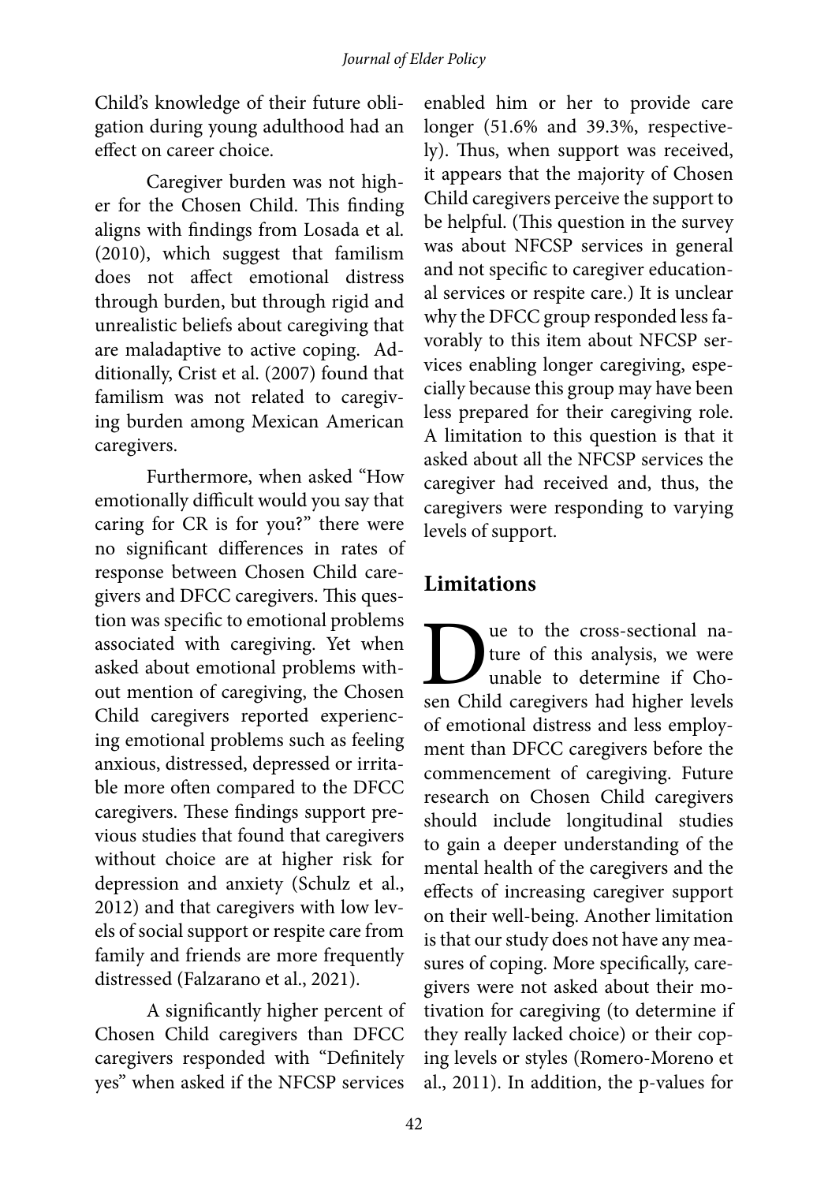Child's knowledge of their future obligation during young adulthood had an effect on career choice.

Caregiver burden was not higher for the Chosen Child. This finding aligns with findings from Losada et al. (2010), which suggest that familism does not affect emotional distress through burden, but through rigid and unrealistic beliefs about caregiving that are maladaptive to active coping. Additionally, Crist et al. (2007) found that familism was not related to caregiving burden among Mexican American caregivers.

Furthermore, when asked "How emotionally difficult would you say that caring for CR is for you?" there were no significant differences in rates of response between Chosen Child caregivers and DFCC caregivers. This question was specific to emotional problems associated with caregiving. Yet when asked about emotional problems without mention of caregiving, the Chosen Child caregivers reported experiencing emotional problems such as feeling anxious, distressed, depressed or irritable more often compared to the DFCC caregivers. These findings support previous studies that found that caregivers without choice are at higher risk for depression and anxiety (Schulz et al., 2012) and that caregivers with low levels of social support or respite care from family and friends are more frequently distressed (Falzarano et al., 2021).

A significantly higher percent of Chosen Child caregivers than DFCC caregivers responded with "Definitely yes" when asked if the NFCSP services enabled him or her to provide care longer (51.6% and 39.3%, respectively). Thus, when support was received, it appears that the majority of Chosen Child caregivers perceive the support to be helpful. (This question in the survey was about NFCSP services in general and not specific to caregiver educational services or respite care.) It is unclear why the DFCC group responded less favorably to this item about NFCSP services enabling longer caregiving, especially because this group may have been less prepared for their caregiving role. A limitation to this question is that it asked about all the NFCSP services the caregiver had received and, thus, the caregivers were responding to varying levels of support.

## Limitations

Due to the cross-sectional nature of this analysis, we were unable to determine if Chosen Child caregivers had higher levels of emotional distress and less employment than DFCC caregivers before the commencement of caregiving. Future research on Chosen Child caregivers should include longitudinal studies to gain a deeper understanding of the mental health of the caregivers and the effects of increasing caregiver support on their well-being. Another limitation is that our study does not have any measures of coping. More specifically, caregivers were not asked about their motivation for caregiving (to determine if they really lacked choice) or their coping levels or styles (Romero-Moreno et al., 2011). In addition, the p-values for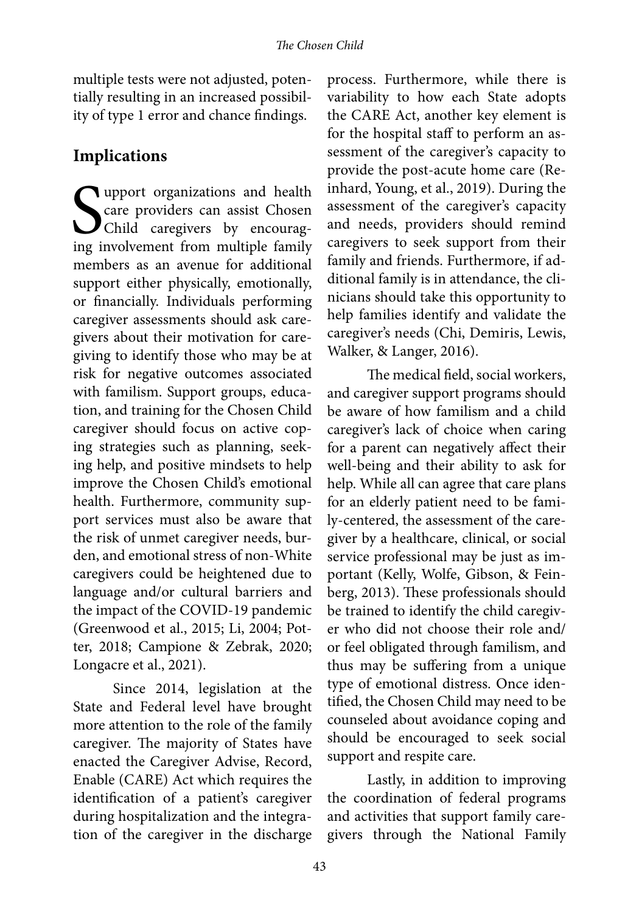multiple tests were not adjusted, potentially resulting in an increased possibility of type 1 error and chance findings.

## Implications

Support organizations and health care providers can assist Chosen Child caregivers by encouraging involvement from multiple family members as an avenue for additional support either physically, emotionally, or financially. Individuals performing caregiver assessments should ask caregivers about their motivation for caregiving to identify those who may be at risk for negative outcomes associated with familism. Support groups, education, and training for the Chosen Child caregiver should focus on active coping strategies such as planning, seeking help, and positive mindsets to help improve the Chosen Child's emotional health. Furthermore, community support services must also be aware that the risk of unmet caregiver needs, burden, and emotional stress of non-White caregivers could be heightened due to language and/or cultural barriers and the impact of the COVID-19 pandemic (Greenwood et al., 2015; Li, 2004; Potter, 2018; Campione & Zebrak, 2020; Longacre et al., 2021).

Since 2014, legislation at the State and Federal level have brought more attention to the role of the family caregiver. The majority of States have enacted the Caregiver Advise, Record, Enable (CARE) Act which requires the identification of a patient's caregiver during hospitalization and the integration of the caregiver in the discharge process. Furthermore, while there is variability to how each State adopts the CARE Act, another key element is for the hospital staff to perform an assessment of the caregiver's capacity to provide the post-acute home care (Reinhard, Young, et al., 2019). During the assessment of the caregiver's capacity and needs, providers should remind caregivers to seek support from their family and friends. Furthermore, if additional family is in attendance, the clinicians should take this opportunity to help families identify and validate the caregiver's needs (Chi, Demiris, Lewis, Walker, & Langer, 2016).

The medical field, social workers, and caregiver support programs should be aware of how familism and a child caregiver's lack of choice when caring for a parent can negatively affect their well-being and their ability to ask for help. While all can agree that care plans for an elderly patient need to be family-centered, the assessment of the caregiver by a healthcare, clinical, or social service professional may be just as important (Kelly, Wolfe, Gibson, & Feinberg, 2013). These professionals should be trained to identify the child caregiver who did not choose their role and/or feel obligated through familism, and thus may be suffering from a unique type of emotional distress. Once identified, the Chosen Child may need to be counseled about avoidance coping and should be encouraged to seek social support and respite care.

Lastly, in addition to improving the coordination of federal programs and activities that support family caregivers through the National Family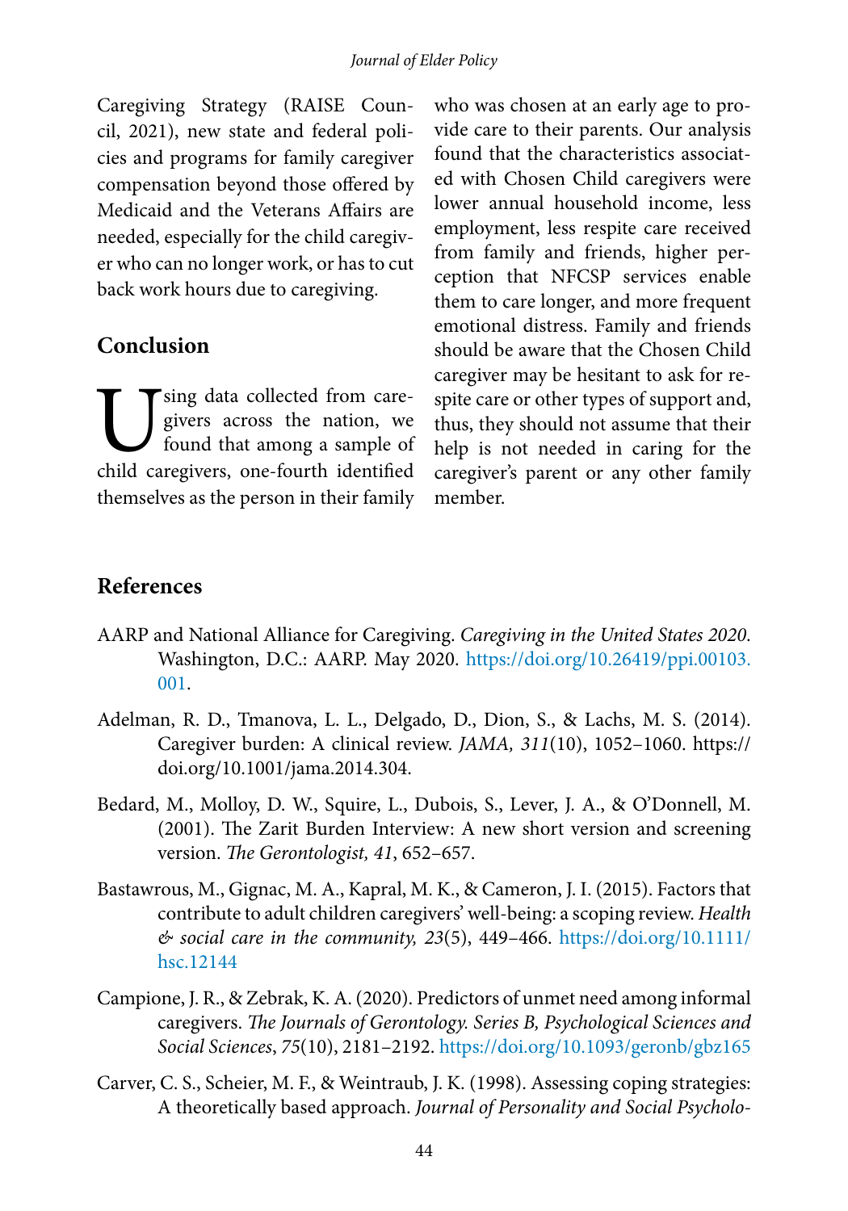Caregiving Strategy (RAISE Council, 2021), new state and federal policies and programs for family caregiver compensation beyond those offered by Medicaid and the Veterans Affairs are needed, especially for the child caregiver who can no longer work, or has to cut back work hours due to caregiving.

## Conclusion

Using data collected from caregivers across the nation, we found that among a sample of child caregivers, one-fourth identified themselves as the person in their family who was chosen at an early age to provide care to their parents. Our analysis found that the characteristics associated with Chosen Child caregivers were lower annual household income, less employment, less respite care received from family and friends, higher perception that NFCSP services enable them to care longer, and more frequent emotional distress. Family and friends should be aware that the Chosen Child caregiver may be hesitant to ask for respite care or other types of support and, thus, they should not assume that their help is not needed in caring for the caregiver's parent or any other family member.

## References

AARP and National Alliance for Caregiving. *Caregiving in the United States 2020*. Washington, D.C.: AARP. May 2020. https://doi.org/10.26419/ppi.00103.001.

Adelman, R. D., Tmanova, L. L., Delgado, D., Dion, S., & Lachs, M. S. (2014). Caregiver burden: A clinical review. *JAMA, 311*(10), 1052–1060. https://doi.org/10.1001/jama.2014.304.

Bedard, M., Molloy, D. W., Squire, L., Dubois, S., Lever, J. A., & O'Donnell, M. (2001). The Zarit Burden Interview: A new short version and screening version. *The Gerontologist, 41*, 652–657.

Bastawrous, M., Gignac, M. A., Kapral, M. K., & Cameron, J. I. (2015). Factors that contribute to adult children caregivers' well-being: a scoping review. *Health & social care in the community, 23*(5), 449–466. https://doi.org/10.1111/hsc.12144

Campione, J. R., & Zebrak, K. A. (2020). Predictors of unmet need among informal caregivers. *The Journals of Gerontology. Series B, Psychological Sciences and Social Sciences*, *75*(10), 2181–2192. https://doi.org/10.1093/geronb/gbz165

Carver, C. S., Scheier, M. F., & Weintraub, J. K. (1998). Assessing coping strategies: A theoretically based approach. *Journal of Personality and Social Psycholo-*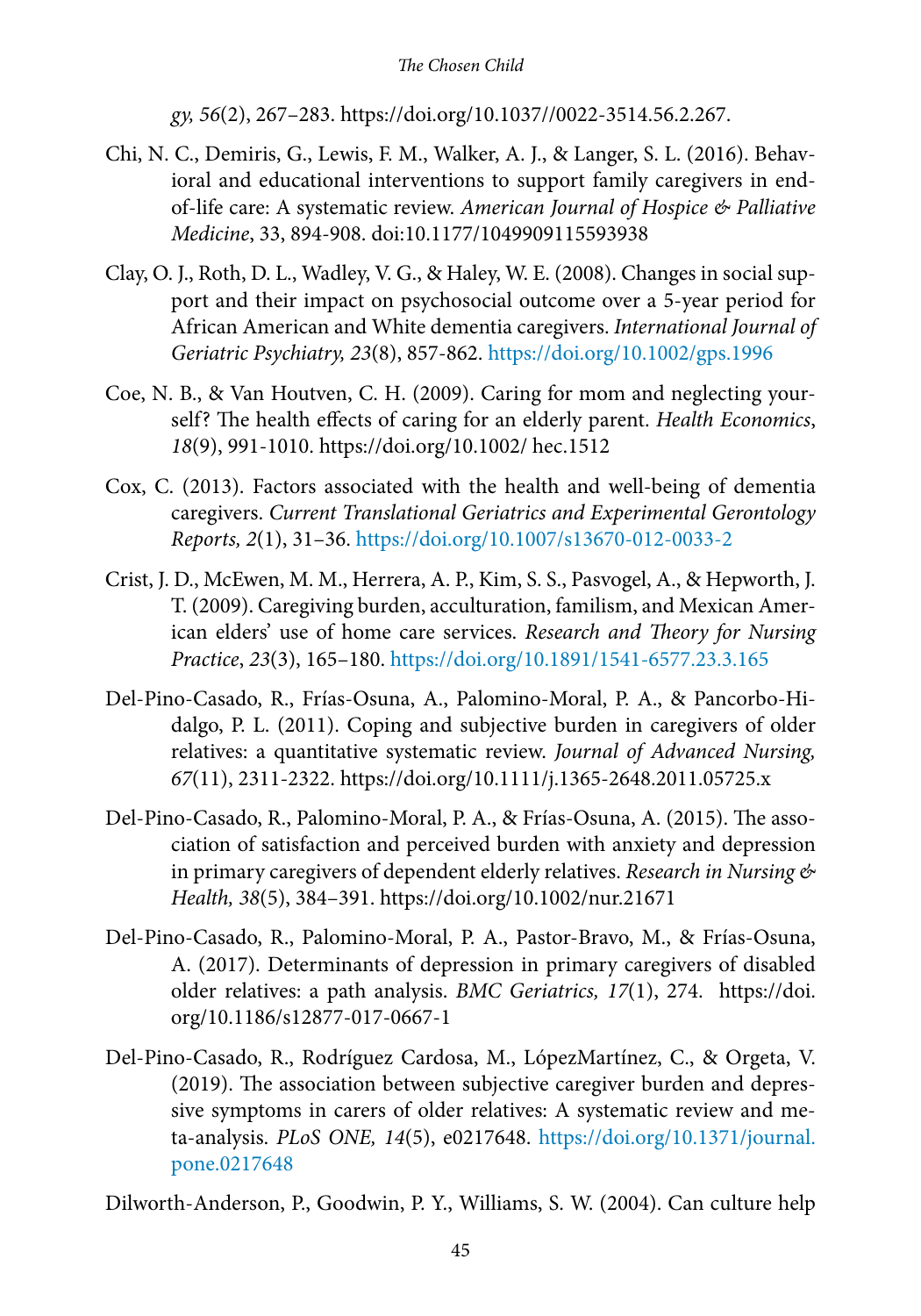*gy, 56*(2), 267–283. https://doi.org/10.1037//0022-3514.56.2.267.

Chi, N. C., Demiris, G., Lewis, F. M., Walker, A. J., & Langer, S. L. (2016). Behavioral and educational interventions to support family caregivers in end-of-life care: A systematic review. *American Journal of Hospice & Palliative Medicine*, 33, 894-908. doi:10.1177/1049909115593938

Clay, O. J., Roth, D. L., Wadley, V. G., & Haley, W. E. (2008). Changes in social support and their impact on psychosocial outcome over a 5-year period for African American and White dementia caregivers. *International Journal of Geriatric Psychiatry, 23*(8), 857-862. https://doi.org/10.1002/gps.1996

Coe, N. B., & Van Houtven, C. H. (2009). Caring for mom and neglecting yourself? The health effects of caring for an elderly parent. *Health Economics*, *18*(9), 991-1010. https://doi.org/10.1002/ hec.1512

Cox, C. (2013). Factors associated with the health and well-being of dementia caregivers. *Current Translational Geriatrics and Experimental Gerontology Reports, 2*(1), 31–36. https://doi.org/10.1007/s13670-012-0033-2

Crist, J. D., McEwen, M. M., Herrera, A. P., Kim, S. S., Pasvogel, A., & Hepworth, J. T. (2009). Caregiving burden, acculturation, familism, and Mexican American elders' use of home care services. *Research and Theory for Nursing Practice*, *23*(3), 165–180. https://doi.org/10.1891/1541-6577.23.3.165

Del-Pino-Casado, R., Frías-Osuna, A., Palomino-Moral, P. A., & Pancorbo-Hidalgo, P. L. (2011). Coping and subjective burden in caregivers of older relatives: a quantitative systematic review. *Journal of Advanced Nursing, 67*(11), 2311-2322. https://doi.org/10.1111/j.1365-2648.2011.05725.x

Del-Pino-Casado, R., Palomino-Moral, P. A., & Frías-Osuna, A. (2015). The association of satisfaction and perceived burden with anxiety and depression in primary caregivers of dependent elderly relatives. *Research in Nursing & Health, 38*(5), 384–391. https://doi.org/10.1002/nur.21671

Del-Pino-Casado, R., Palomino-Moral, P. A., Pastor-Bravo, M., & Frías-Osuna, A. (2017). Determinants of depression in primary caregivers of disabled older relatives: a path analysis. *BMC Geriatrics, 17*(1), 274. https://doi.org/10.1186/s12877-017-0667-1

Del-Pino-Casado, R., Rodríguez Cardosa, M., LópezMartínez, C., & Orgeta, V. (2019). The association between subjective caregiver burden and depressive symptoms in carers of older relatives: A systematic review and meta-analysis. *PLoS ONE, 14*(5), e0217648. https://doi.org/10.1371/journal.pone.0217648

Dilworth-Anderson, P., Goodwin, P. Y., Williams, S. W. (2004). Can culture help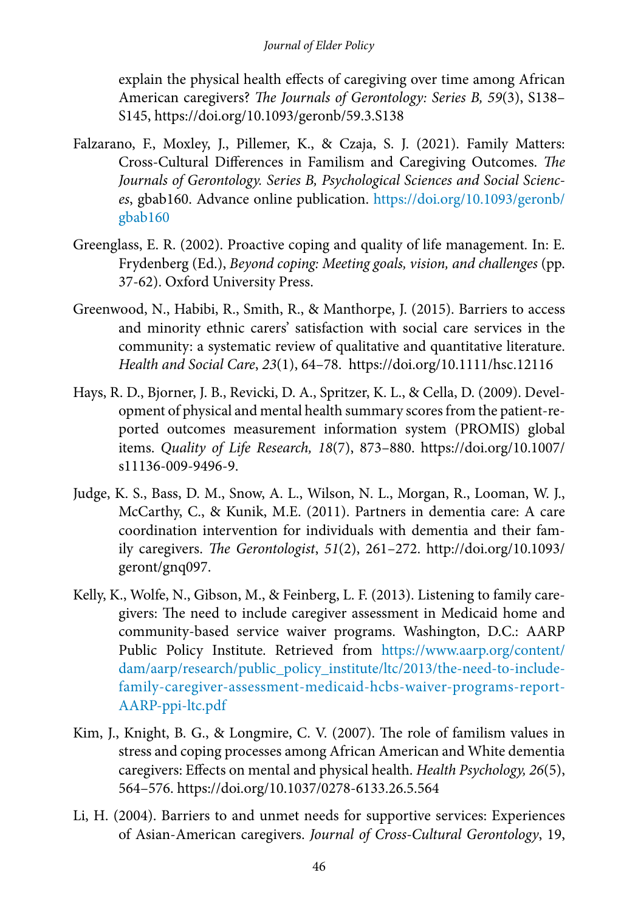explain the physical health effects of caregiving over time among African American caregivers? *The Journals of Gerontology: Series B, 59*(3), S138–S145, https://doi.org/10.1093/geronb/59.3.S138

Falzarano, F., Moxley, J., Pillemer, K., & Czaja, S. J. (2021). Family Matters: Cross-Cultural Differences in Familism and Caregiving Outcomes. *The Journals of Gerontology. Series B, Psychological Sciences and Social Sciences*, gbab160. Advance online publication. https://doi.org/10.1093/geronb/gbab160

Greenglass, E. R. (2002). Proactive coping and quality of life management. In: E. Frydenberg (Ed.), *Beyond coping: Meeting goals, vision, and challenges* (pp. 37-62). Oxford University Press.

Greenwood, N., Habibi, R., Smith, R., & Manthorpe, J. (2015). Barriers to access and minority ethnic carers' satisfaction with social care services in the community: a systematic review of qualitative and quantitative literature. *Health and Social Care*, *23*(1), 64–78. https://doi.org/10.1111/hsc.12116

Hays, R. D., Bjorner, J. B., Revicki, D. A., Spritzer, K. L., & Cella, D. (2009). Development of physical and mental health summary scores from the patient-reported outcomes measurement information system (PROMIS) global items. *Quality of Life Research, 18*(7), 873–880. https://doi.org/10.1007/s11136-009-9496-9.

Judge, K. S., Bass, D. M., Snow, A. L., Wilson, N. L., Morgan, R., Looman, W. J., McCarthy, C., & Kunik, M.E. (2011). Partners in dementia care: A care coordination intervention for individuals with dementia and their family caregivers. *The Gerontologist*, *51*(2), 261–272. http://doi.org/10.1093/geront/gnq097.

Kelly, K., Wolfe, N., Gibson, M., & Feinberg, L. F. (2013). Listening to family caregivers: The need to include caregiver assessment in Medicaid home and community-based service waiver programs. Washington, D.C.: AARP Public Policy Institute. Retrieved from https://www.aarp.org/content/dam/aarp/research/public_policy_institute/ltc/2013/the-need-to-include-family-caregiver-assessment-medicaid-hcbs-waiver-programs-report-AARP-ppi-ltc.pdf

Kim, J., Knight, B. G., & Longmire, C. V. (2007). The role of familism values in stress and coping processes among African American and White dementia caregivers: Effects on mental and physical health. *Health Psychology, 26*(5), 564–576. https://doi.org/10.1037/0278-6133.26.5.564

Li, H. (2004). Barriers to and unmet needs for supportive services: Experiences of Asian-American caregivers. *Journal of Cross-Cultural Gerontology*, 19,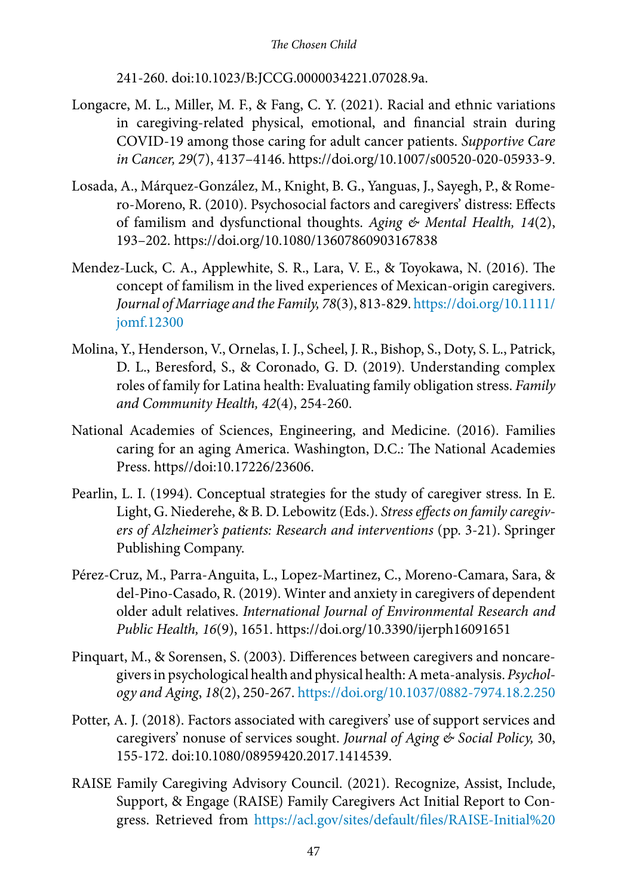241-260. doi:10.1023/B:JCCG.0000034221.07028.9a.

Longacre, M. L., Miller, M. F., & Fang, C. Y. (2021). Racial and ethnic variations in caregiving-related physical, emotional, and financial strain during COVID-19 among those caring for adult cancer patients. *Supportive Care in Cancer, 29*(7), 4137–4146. https://doi.org/10.1007/s00520-020-05933-9.

Losada, A., Márquez-González, M., Knight, B. G., Yanguas, J., Sayegh, P., & Romero-Moreno, R. (2010). Psychosocial factors and caregivers' distress: Effects of familism and dysfunctional thoughts. *Aging & Mental Health, 14*(2), 193–202. https://doi.org/10.1080/13607860903167838

Mendez-Luck, C. A., Applewhite, S. R., Lara, V. E., & Toyokawa, N. (2016). The concept of familism in the lived experiences of Mexican-origin caregivers. *Journal of Marriage and the Family, 78*(3), 813-829. https://doi.org/10.1111/jomf.12300

Molina, Y., Henderson, V., Ornelas, I. J., Scheel, J. R., Bishop, S., Doty, S. L., Patrick, D. L., Beresford, S., & Coronado, G. D. (2019). Understanding complex roles of family for Latina health: Evaluating family obligation stress. *Family and Community Health, 42*(4), 254-260.

National Academies of Sciences, Engineering, and Medicine. (2016). Families caring for an aging America. Washington, D.C.: The National Academies Press. https//doi:10.17226/23606.

Pearlin, L. I. (1994). Conceptual strategies for the study of caregiver stress. In E. Light, G. Niederehe, & B. D. Lebowitz (Eds.). *Stress effects on family caregivers of Alzheimer's patients: Research and interventions* (pp. 3-21). Springer Publishing Company.

Pérez-Cruz, M., Parra-Anguita, L., Lopez-Martinez, C., Moreno-Camara, Sara, & del-Pino-Casado, R. (2019). Winter and anxiety in caregivers of dependent older adult relatives. *International Journal of Environmental Research and Public Health, 16*(9), 1651. https://doi.org/10.3390/ijerph16091651

Pinquart, M., & Sorensen, S. (2003). Differences between caregivers and noncaregivers in psychological health and physical health: A meta-analysis. *Psychology and Aging*, *18*(2), 250-267. https://doi.org/10.1037/0882-7974.18.2.250

Potter, A. J. (2018). Factors associated with caregivers' use of support services and caregivers' nonuse of services sought. *Journal of Aging & Social Policy,* 30, 155-172. doi:10.1080/08959420.2017.1414539.

RAISE Family Caregiving Advisory Council. (2021). Recognize, Assist, Include, Support, & Engage (RAISE) Family Caregivers Act Initial Report to Congress. Retrieved from https://acl.gov/sites/default/files/RAISE-Initial%20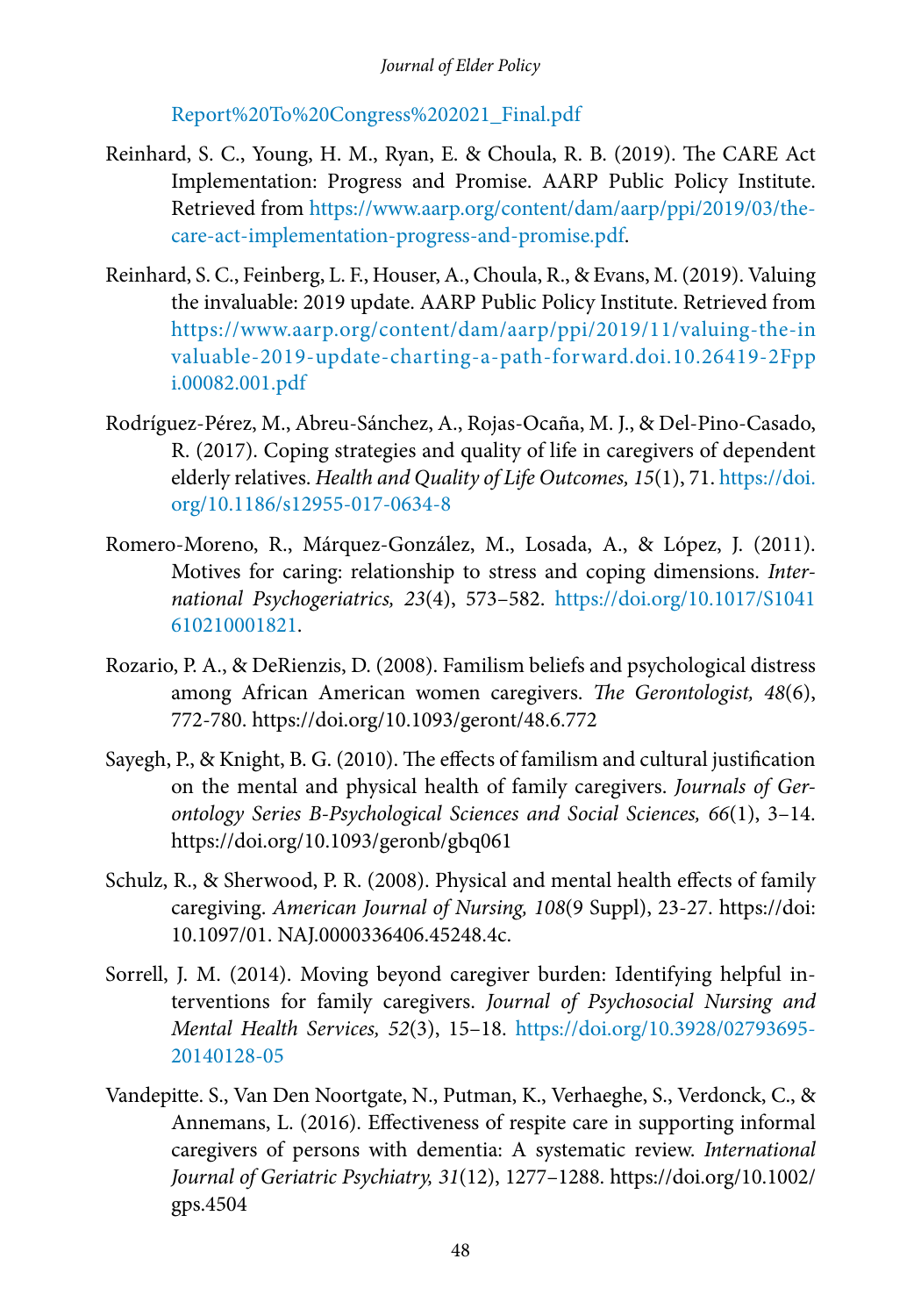Report%20To%20Congress%202021_Final.pdf

Reinhard, S. C., Young, H. M., Ryan, E. & Choula, R. B. (2019). The CARE Act Implementation: Progress and Promise. AARP Public Policy Institute. Retrieved from https://www.aarp.org/content/dam/aarp/ppi/2019/03/the-care-act-implementation-progress-and-promise.pdf.

Reinhard, S. C., Feinberg, L. F., Houser, A., Choula, R., & Evans, M. (2019). Valuing the invaluable: 2019 update. AARP Public Policy Institute. Retrieved from https://www.aarp.org/content/dam/aarp/ppi/2019/11/valuing-the-invaluable-2019-update-charting-a-path-forward.doi.10.26419-2Fppi.00082.001.pdf

Rodríguez-Pérez, M., Abreu-Sánchez, A., Rojas-Ocaña, M. J., & Del-Pino-Casado, R. (2017). Coping strategies and quality of life in caregivers of dependent elderly relatives. *Health and Quality of Life Outcomes, 15*(1), 71. https://doi.org/10.1186/s12955-017-0634-8

Romero-Moreno, R., Márquez-González, M., Losada, A., & López, J. (2011). Motives for caring: relationship to stress and coping dimensions. *International Psychogeriatrics, 23*(4), 573–582. https://doi.org/10.1017/S1041610210001821.

Rozario, P. A., & DeRienzis, D. (2008). Familism beliefs and psychological distress among African American women caregivers. *The Gerontologist, 48*(6), 772-780. https://doi.org/10.1093/geront/48.6.772

Sayegh, P., & Knight, B. G. (2010). The effects of familism and cultural justification on the mental and physical health of family caregivers. *Journals of Gerontology Series B-Psychological Sciences and Social Sciences, 66*(1), 3–14. https://doi.org/10.1093/geronb/gbq061

Schulz, R., & Sherwood, P. R. (2008). Physical and mental health effects of family caregiving. *American Journal of Nursing, 108*(9 Suppl), 23-27. https://doi: 10.1097/01. NAJ.0000336406.45248.4c.

Sorrell, J. M. (2014). Moving beyond caregiver burden: Identifying helpful interventions for family caregivers. *Journal of Psychosocial Nursing and Mental Health Services, 52*(3), 15–18. https://doi.org/10.3928/02793695-20140128-05

Vandepitte. S., Van Den Noortgate, N., Putman, K., Verhaeghe, S., Verdonck, C., & Annemans, L. (2016). Effectiveness of respite care in supporting informal caregivers of persons with dementia: A systematic review. *International Journal of Geriatric Psychiatry, 31*(12), 1277–1288. https://doi.org/10.1002/gps.4504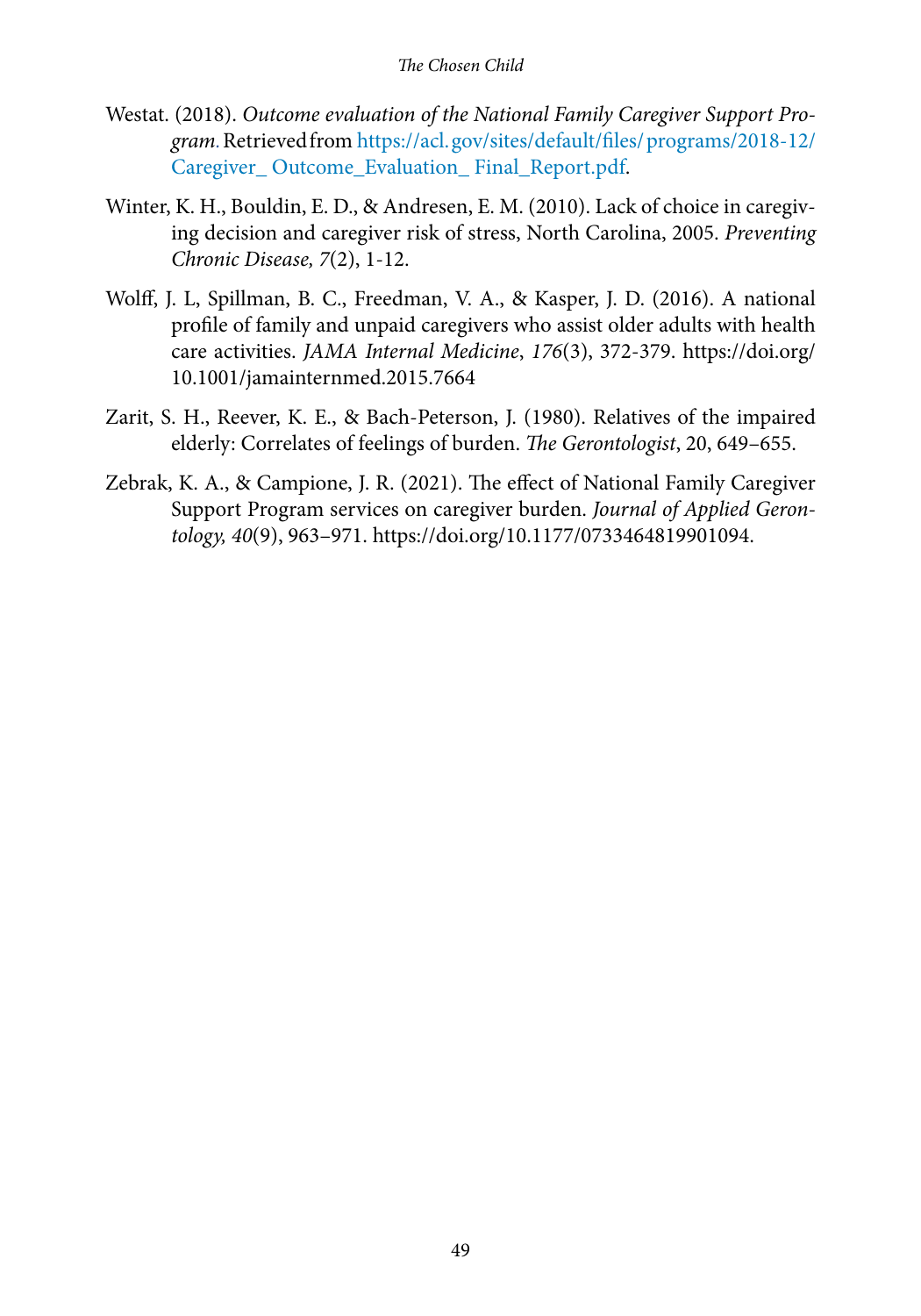Westat. (2018). *Outcome evaluation of the National Family Caregiver Support Program*. Retrieved from https://acl.gov/sites/default/files/programs/2018-12/Caregiver_Outcome_Evaluation_Final_Report.pdf.

Winter, K. H., Bouldin, E. D., & Andresen, E. M. (2010). Lack of choice in caregiving decision and caregiver risk of stress, North Carolina, 2005. *Preventing Chronic Disease, 7*(2), 1-12.

Wolff, J. L, Spillman, B. C., Freedman, V. A., & Kasper, J. D. (2016). A national profile of family and unpaid caregivers who assist older adults with health care activities. *JAMA Internal Medicine*, *176*(3), 372-379. https://doi.org/10.1001/jamainternmed.2015.7664

Zarit, S. H., Reever, K. E., & Bach-Peterson, J. (1980). Relatives of the impaired elderly: Correlates of feelings of burden. *The Gerontologist*, 20, 649–655.

Zebrak, K. A., & Campione, J. R. (2021). The effect of National Family Caregiver Support Program services on caregiver burden. *Journal of Applied Gerontology, 40*(9), 963–971. https://doi.org/10.1177/0733464819901094.